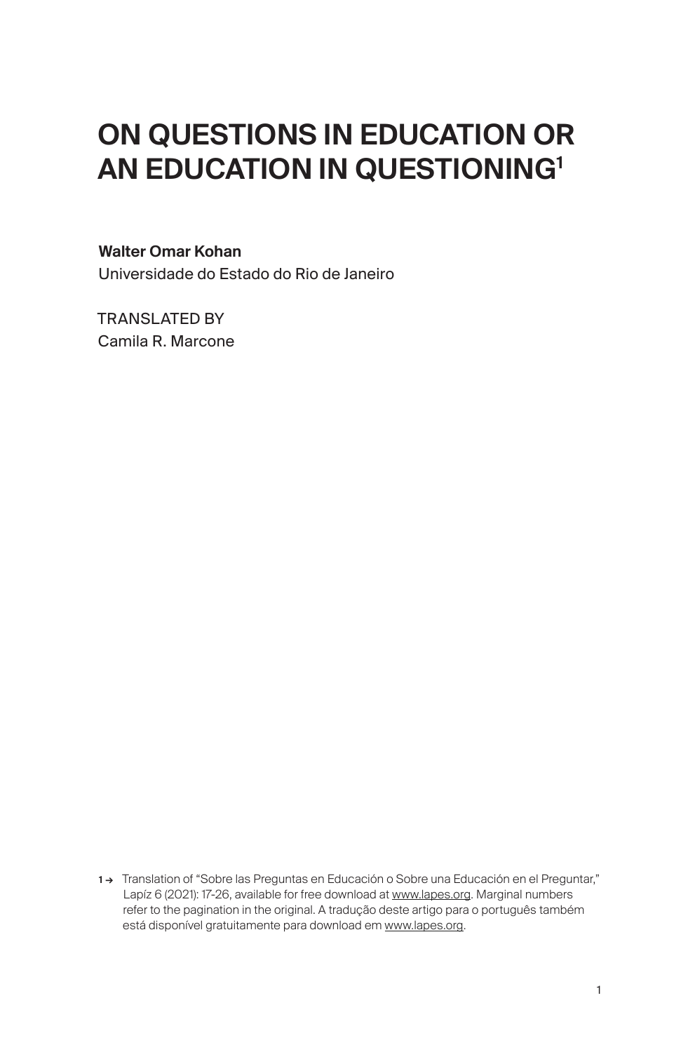# ON QUESTIONS IN EDUCATION OR AN EDUCATION IN QUESTIONING[1]

**Walter Omar Kohan**
Universidade do Estado do Rio de Janeiro

TRANSLATED BY
Camila R. Marcone

1 → Translation of "Sobre las Preguntas en Educación o Sobre una Educación en el Preguntar," Lapíz 6 (2021): 17-26, available for free download at www.lapes.org. Marginal numbers refer to the pagination in the original. A tradução deste artigo para o português também está disponível gratuitamente para download em www.lapes.org.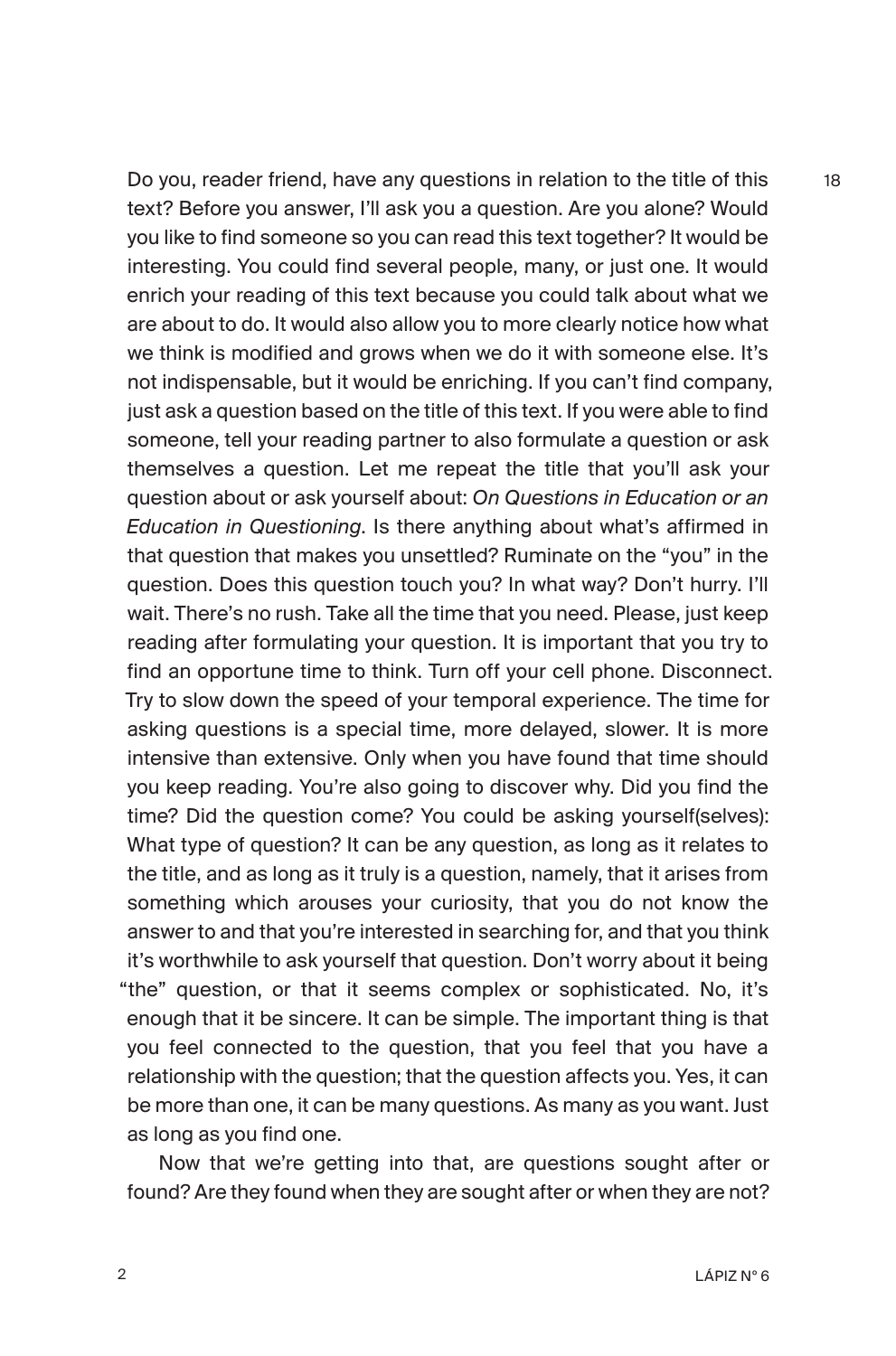Do you, reader friend, have any questions in relation to the title of this text? Before you answer, I'll ask you a question. Are you alone? Would you like to find someone so you can read this text together? It would be interesting. You could find several people, many, or just one. It would enrich your reading of this text because you could talk about what we are about to do. It would also allow you to more clearly notice how what we think is modified and grows when we do it with someone else. It's not indispensable, but it would be enriching. If you can't find company, just ask a question based on the title of this text. If you were able to find someone, tell your reading partner to also formulate a question or ask themselves a question. Let me repeat the title that you'll ask your question about or ask yourself about: *On Questions in Education or an Education in Questioning*. Is there anything about what's affirmed in that question that makes you unsettled? Ruminate on the "you" in the question. Does this question touch you? In what way? Don't hurry. I'll wait. There's no rush. Take all the time that you need. Please, just keep reading after formulating your question. It is important that you try to find an opportune time to think. Turn off your cell phone. Disconnect. Try to slow down the speed of your temporal experience. The time for asking questions is a special time, more delayed, slower. It is more intensive than extensive. Only when you have found that time should you keep reading. You're also going to discover why. Did you find the time? Did the question come? You could be asking yourself(selves): What type of question? It can be any question, as long as it relates to the title, and as long as it truly is a question, namely, that it arises from something which arouses your curiosity, that you do not know the answer to and that you're interested in searching for, and that you think it's worthwhile to ask yourself that question. Don't worry about it being "the" question, or that it seems complex or sophisticated. No, it's enough that it be sincere. It can be simple. The important thing is that you feel connected to the question, that you feel that you have a relationship with the question; that the question affects you. Yes, it can be more than one, it can be many questions. As many as you want. Just as long as you find one.

Now that we're getting into that, are questions sought after or found? Are they found when they are sought after or when they are not?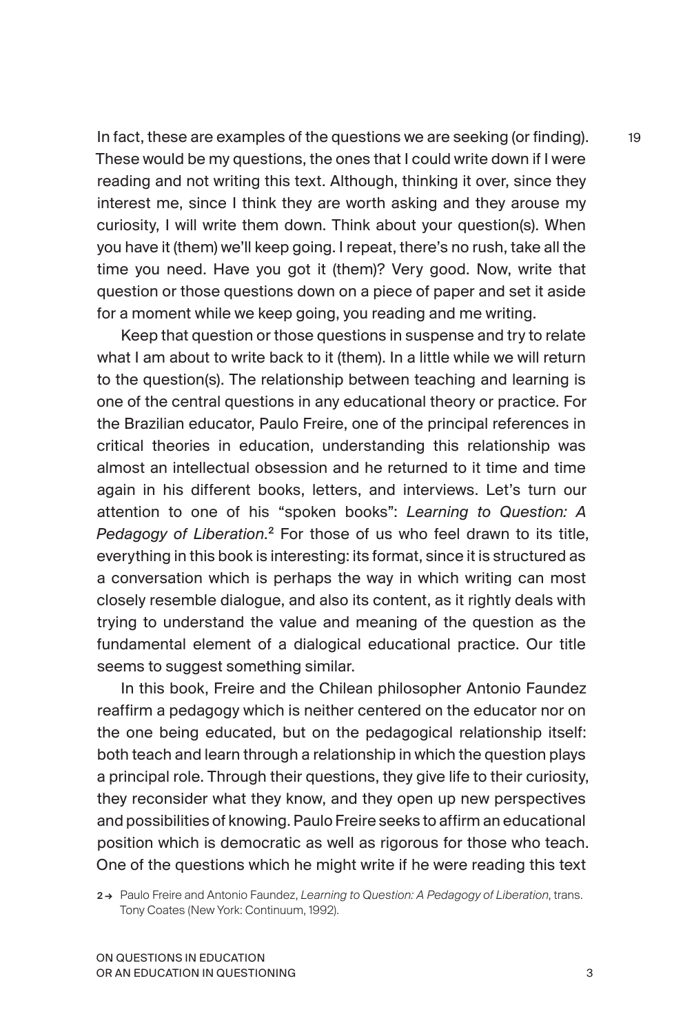In fact, these are examples of the questions we are seeking (or finding). These would be my questions, the ones that I could write down if I were reading and not writing this text. Although, thinking it over, since they interest me, since I think they are worth asking and they arouse my curiosity, I will write them down. Think about your question(s). When you have it (them) we'll keep going. I repeat, there's no rush, take all the time you need. Have you got it (them)? Very good. Now, write that question or those questions down on a piece of paper and set it aside for a moment while we keep going, you reading and me writing.

Keep that question or those questions in suspense and try to relate what I am about to write back to it (them). In a little while we will return to the question(s). The relationship between teaching and learning is one of the central questions in any educational theory or practice. For the Brazilian educator, Paulo Freire, one of the principal references in critical theories in education, understanding this relationship was almost an intellectual obsession and he returned to it time and time again in his different books, letters, and interviews. Let's turn our attention to one of his "spoken books": *Learning to Question: A Pedagogy of Liberation*.[2] For those of us who feel drawn to its title, everything in this book is interesting: its format, since it is structured as a conversation which is perhaps the way in which writing can most closely resemble dialogue, and also its content, as it rightly deals with trying to understand the value and meaning of the question as the fundamental element of a dialogical educational practice. Our title seems to suggest something similar.

In this book, Freire and the Chilean philosopher Antonio Faundez reaffirm a pedagogy which is neither centered on the educator nor on the one being educated, but on the pedagogical relationship itself: both teach and learn through a relationship in which the question plays a principal role. Through their questions, they give life to their curiosity, they reconsider what they know, and they open up new perspectives and possibilities of knowing. Paulo Freire seeks to affirm an educational position which is democratic as well as rigorous for those who teach. One of the questions which he might write if he were reading this text

2 → Paulo Freire and Antonio Faundez, *Learning to Question: A Pedagogy of Liberation*, trans. Tony Coates (New York: Continuum, 1992).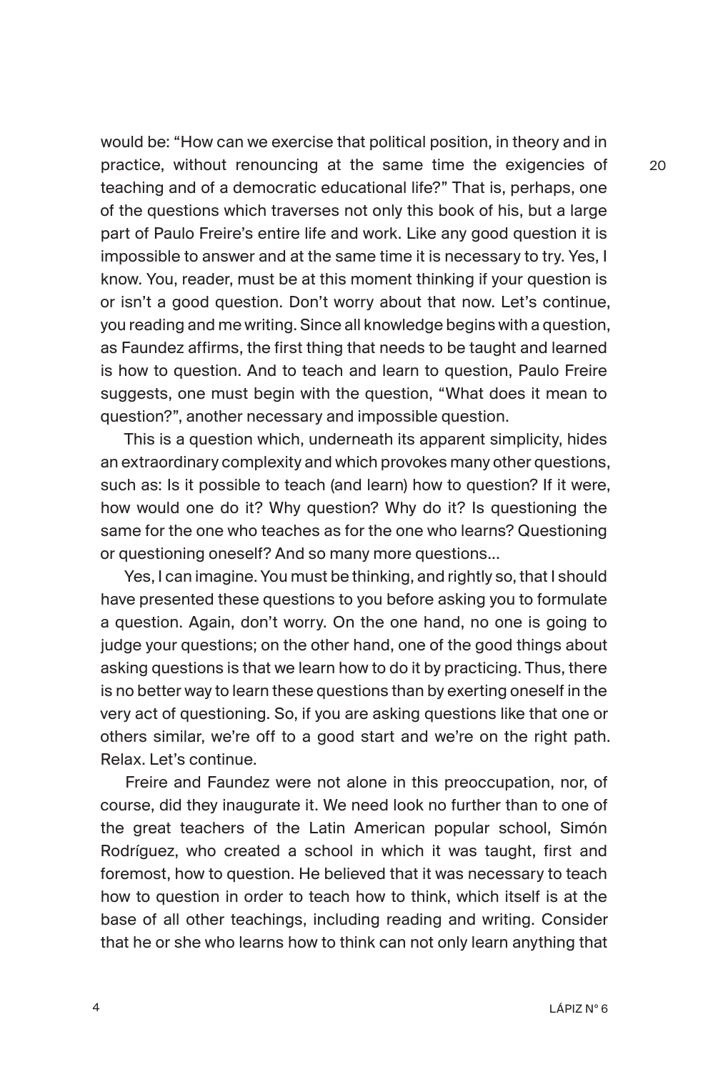would be: "How can we exercise that political position, in theory and in practice, without renouncing at the same time the exigencies of teaching and of a democratic educational life?" That is, perhaps, one of the questions which traverses not only this book of his, but a large part of Paulo Freire's entire life and work. Like any good question it is impossible to answer and at the same time it is necessary to try. Yes, I know. You, reader, must be at this moment thinking if your question is or isn't a good question. Don't worry about that now. Let's continue, you reading and me writing. Since all knowledge begins with a question, as Faundez affirms, the first thing that needs to be taught and learned is how to question. And to teach and learn to question, Paulo Freire suggests, one must begin with the question, "What does it mean to question?", another necessary and impossible question.

This is a question which, underneath its apparent simplicity, hides an extraordinary complexity and which provokes many other questions, such as: Is it possible to teach (and learn) how to question? If it were, how would one do it? Why question? Why do it? Is questioning the same for the one who teaches as for the one who learns? Questioning or questioning oneself? And so many more questions...

Yes, I can imagine. You must be thinking, and rightly so, that I should have presented these questions to you before asking you to formulate a question. Again, don't worry. On the one hand, no one is going to judge your questions; on the other hand, one of the good things about asking questions is that we learn how to do it by practicing. Thus, there is no better way to learn these questions than by exerting oneself in the very act of questioning. So, if you are asking questions like that one or others similar, we're off to a good start and we're on the right path. Relax. Let's continue.

Freire and Faundez were not alone in this preoccupation, nor, of course, did they inaugurate it. We need look no further than to one of the great teachers of the Latin American popular school, Simón Rodríguez, who created a school in which it was taught, first and foremost, how to question. He believed that it was necessary to teach how to question in order to teach how to think, which itself is at the base of all other teachings, including reading and writing. Consider that he or she who learns how to think can not only learn anything that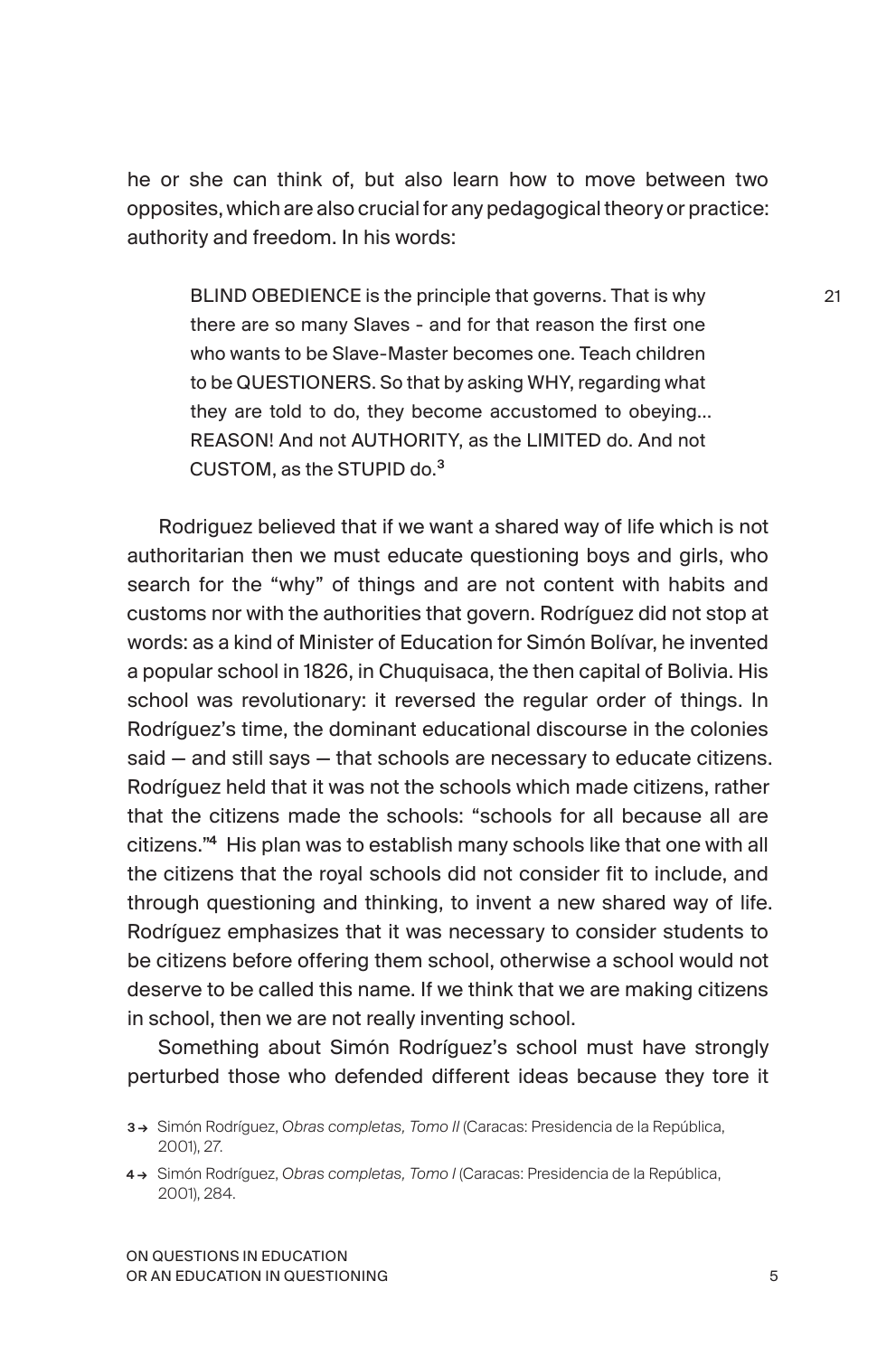he or she can think of, but also learn how to move between two opposites, which are also crucial for any pedagogical theory or practice: authority and freedom. In his words:

> BLIND OBEDIENCE is the principle that governs. That is why there are so many Slaves - and for that reason the first one who wants to be Slave-Master becomes one. Teach children to be QUESTIONERS. So that by asking WHY, regarding what they are told to do, they become accustomed to obeying... REASON! And not AUTHORITY, as the LIMITED do. And not CUSTOM, as the STUPID do.[3]

Rodriguez believed that if we want a shared way of life which is not authoritarian then we must educate questioning boys and girls, who search for the "why" of things and are not content with habits and customs nor with the authorities that govern. Rodríguez did not stop at words: as a kind of Minister of Education for Simón Bolívar, he invented a popular school in 1826, in Chuquisaca, the then capital of Bolivia. His school was revolutionary: it reversed the regular order of things. In Rodríguez's time, the dominant educational discourse in the colonies said — and still says — that schools are necessary to educate citizens. Rodríguez held that it was not the schools which made citizens, rather that the citizens made the schools: "schools for all because all are citizens."[4] His plan was to establish many schools like that one with all the citizens that the royal schools did not consider fit to include, and through questioning and thinking, to invent a new shared way of life. Rodríguez emphasizes that it was necessary to consider students to be citizens before offering them school, otherwise a school would not deserve to be called this name. If we think that we are making citizens in school, then we are not really inventing school.

Something about Simón Rodríguez's school must have strongly perturbed those who defended different ideas because they tore it

3 → Simón Rodríguez, *Obras completas, Tomo II* (Caracas: Presidencia de la República, 2001), 27.

4 → Simón Rodríguez, *Obras completas, Tomo I* (Caracas: Presidencia de la República, 2001), 284.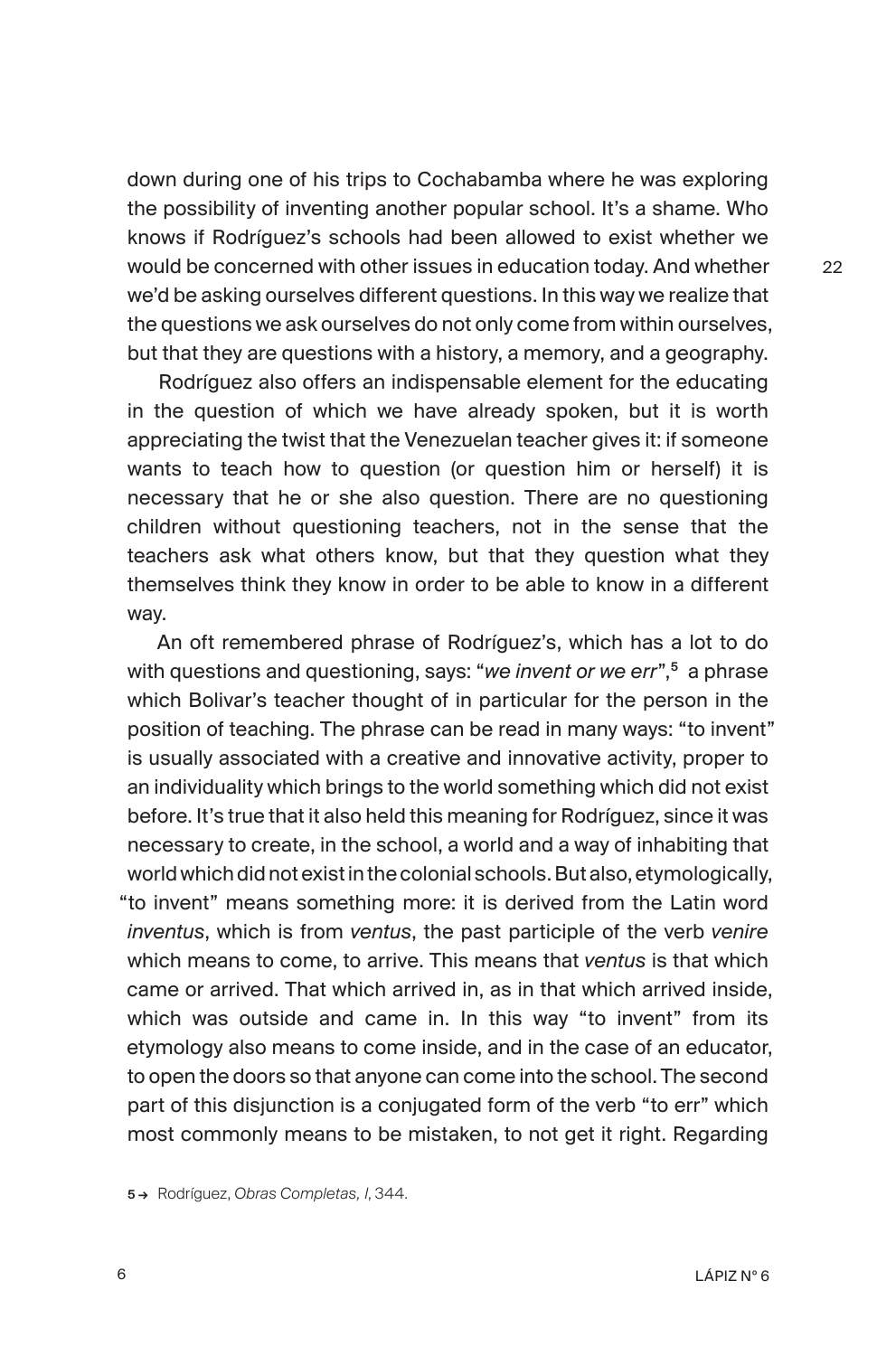down during one of his trips to Cochabamba where he was exploring the possibility of inventing another popular school. It's a shame. Who knows if Rodríguez's schools had been allowed to exist whether we would be concerned with other issues in education today. And whether we'd be asking ourselves different questions. In this way we realize that the questions we ask ourselves do not only come from within ourselves, but that they are questions with a history, a memory, and a geography.

Rodríguez also offers an indispensable element for the educating in the question of which we have already spoken, but it is worth appreciating the twist that the Venezuelan teacher gives it: if someone wants to teach how to question (or question him or herself) it is necessary that he or she also question. There are no questioning children without questioning teachers, not in the sense that the teachers ask what others know, but that they question what they themselves think they know in order to be able to know in a different way.

An oft remembered phrase of Rodríguez's, which has a lot to do with questions and questioning, says: "*we invent or we err*",[5] a phrase which Bolivar's teacher thought of in particular for the person in the position of teaching. The phrase can be read in many ways: "to invent" is usually associated with a creative and innovative activity, proper to an individuality which brings to the world something which did not exist before. It's true that it also held this meaning for Rodríguez, since it was necessary to create, in the school, a world and a way of inhabiting that world which did not exist in the colonial schools. But also, etymologically, "to invent" means something more: it is derived from the Latin word *inventus*, which is from *ventus*, the past participle of the verb *venire* which means to come, to arrive. This means that *ventus* is that which came or arrived. That which arrived in, as in that which arrived inside, which was outside and came in. In this way "to invent" from its etymology also means to come inside, and in the case of an educator, to open the doors so that anyone can come into the school. The second part of this disjunction is a conjugated form of the verb "to err" which most commonly means to be mistaken, to not get it right. Regarding

5 → Rodríguez, *Obras Completas, I*, 344.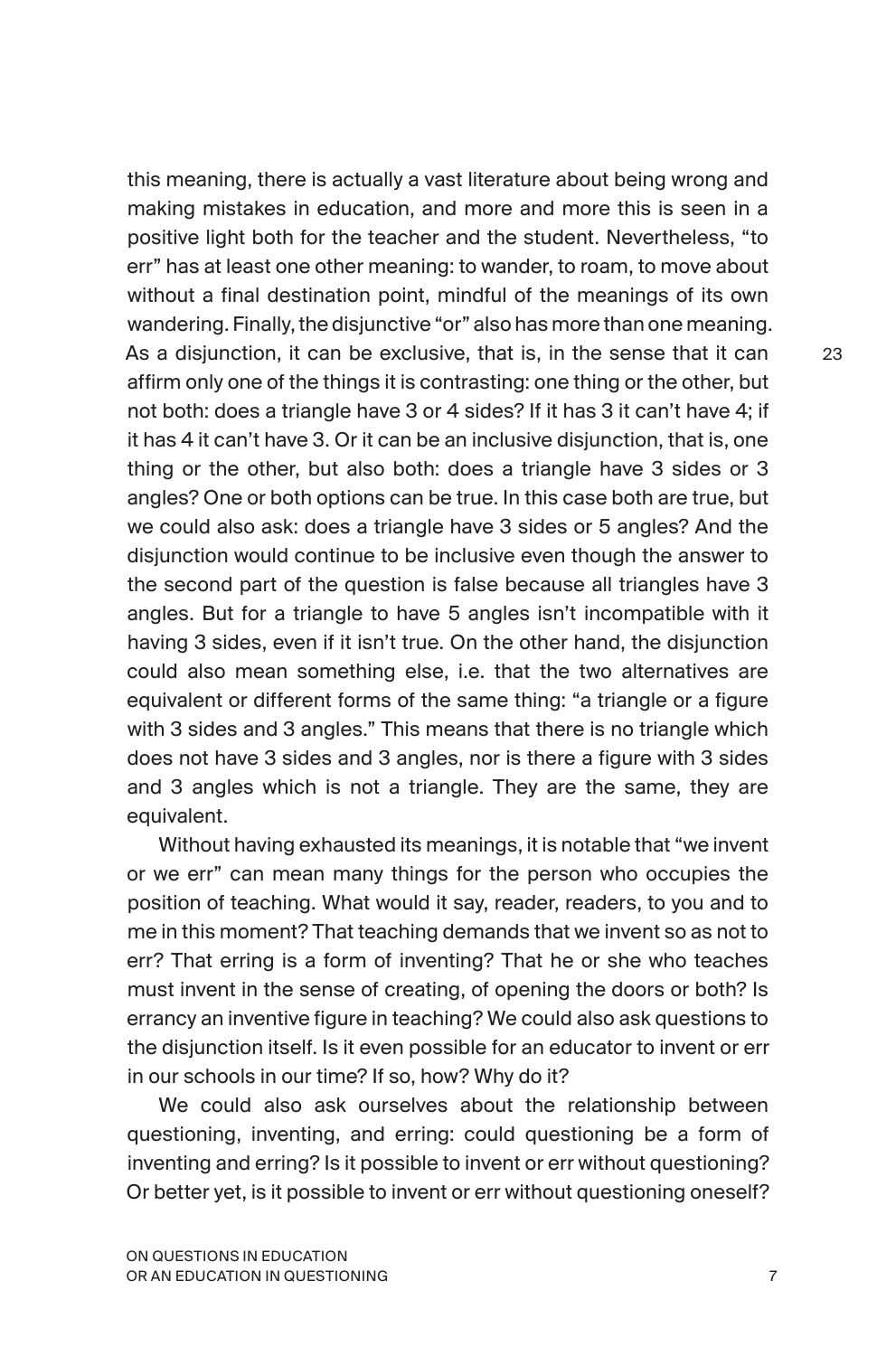this meaning, there is actually a vast literature about being wrong and making mistakes in education, and more and more this is seen in a positive light both for the teacher and the student. Nevertheless, "to err" has at least one other meaning: to wander, to roam, to move about without a final destination point, mindful of the meanings of its own wandering. Finally, the disjunctive "or" also has more than one meaning. As a disjunction, it can be exclusive, that is, in the sense that it can affirm only one of the things it is contrasting: one thing or the other, but not both: does a triangle have 3 or 4 sides? If it has 3 it can't have 4; if it has 4 it can't have 3. Or it can be an inclusive disjunction, that is, one thing or the other, but also both: does a triangle have 3 sides or 3 angles? One or both options can be true. In this case both are true, but we could also ask: does a triangle have 3 sides or 5 angles? And the disjunction would continue to be inclusive even though the answer to the second part of the question is false because all triangles have 3 angles. But for a triangle to have 5 angles isn't incompatible with it having 3 sides, even if it isn't true. On the other hand, the disjunction could also mean something else, i.e. that the two alternatives are equivalent or different forms of the same thing: "a triangle or a figure with 3 sides and 3 angles." This means that there is no triangle which does not have 3 sides and 3 angles, nor is there a figure with 3 sides and 3 angles which is not a triangle. They are the same, they are equivalent.

Without having exhausted its meanings, it is notable that "we invent or we err" can mean many things for the person who occupies the position of teaching. What would it say, reader, readers, to you and to me in this moment? That teaching demands that we invent so as not to err? That erring is a form of inventing? That he or she who teaches must invent in the sense of creating, of opening the doors or both? Is errancy an inventive figure in teaching? We could also ask questions to the disjunction itself. Is it even possible for an educator to invent or err in our schools in our time? If so, how? Why do it?

We could also ask ourselves about the relationship between questioning, inventing, and erring: could questioning be a form of inventing and erring? Is it possible to invent or err without questioning? Or better yet, is it possible to invent or err without questioning oneself?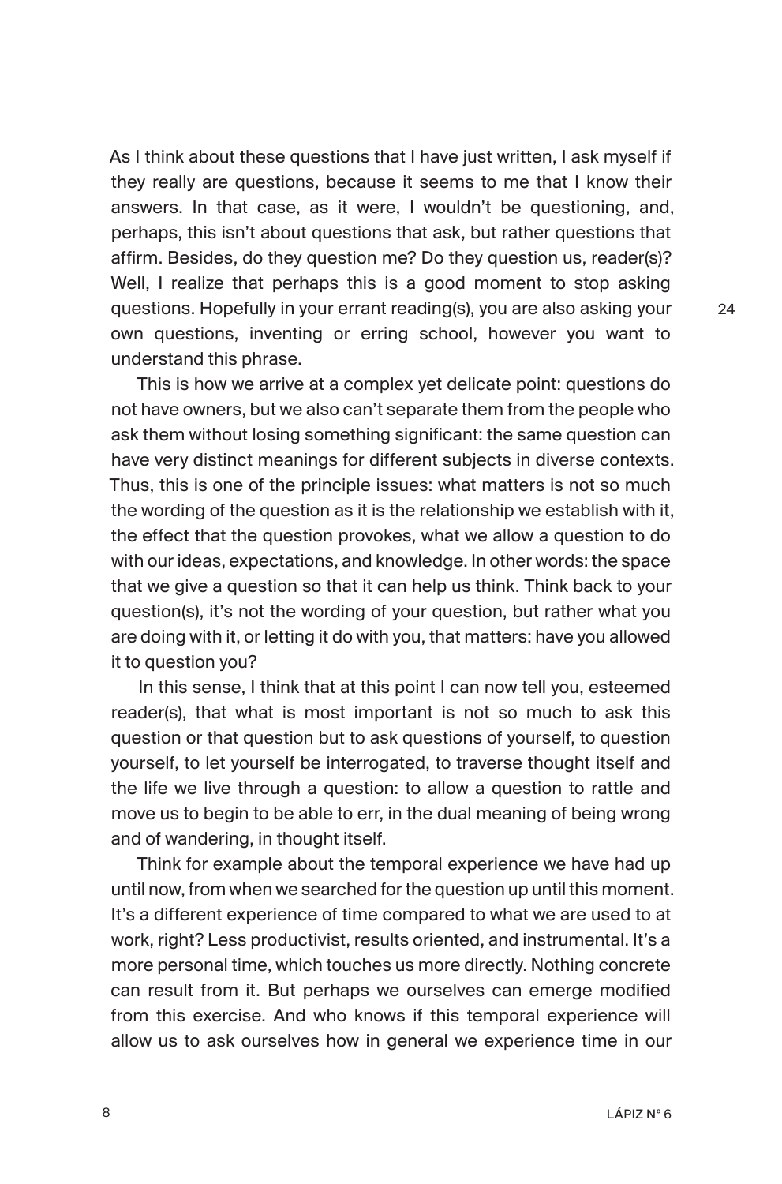As I think about these questions that I have just written, I ask myself if they really are questions, because it seems to me that I know their answers. In that case, as it were, I wouldn't be questioning, and, perhaps, this isn't about questions that ask, but rather questions that affirm. Besides, do they question me? Do they question us, reader(s)? Well, I realize that perhaps this is a good moment to stop asking questions. Hopefully in your errant reading(s), you are also asking your own questions, inventing or erring school, however you want to understand this phrase.

This is how we arrive at a complex yet delicate point: questions do not have owners, but we also can't separate them from the people who ask them without losing something significant: the same question can have very distinct meanings for different subjects in diverse contexts. Thus, this is one of the principle issues: what matters is not so much the wording of the question as it is the relationship we establish with it, the effect that the question provokes, what we allow a question to do with our ideas, expectations, and knowledge. In other words: the space that we give a question so that it can help us think. Think back to your question(s), it's not the wording of your question, but rather what you are doing with it, or letting it do with you, that matters: have you allowed it to question you?

In this sense, I think that at this point I can now tell you, esteemed reader(s), that what is most important is not so much to ask this question or that question but to ask questions of yourself, to question yourself, to let yourself be interrogated, to traverse thought itself and the life we live through a question: to allow a question to rattle and move us to begin to be able to err, in the dual meaning of being wrong and of wandering, in thought itself.

Think for example about the temporal experience we have had up until now, from when we searched for the question up until this moment. It's a different experience of time compared to what we are used to at work, right? Less productivist, results oriented, and instrumental. It's a more personal time, which touches us more directly. Nothing concrete can result from it. But perhaps we ourselves can emerge modified from this exercise. And who knows if this temporal experience will allow us to ask ourselves how in general we experience time in our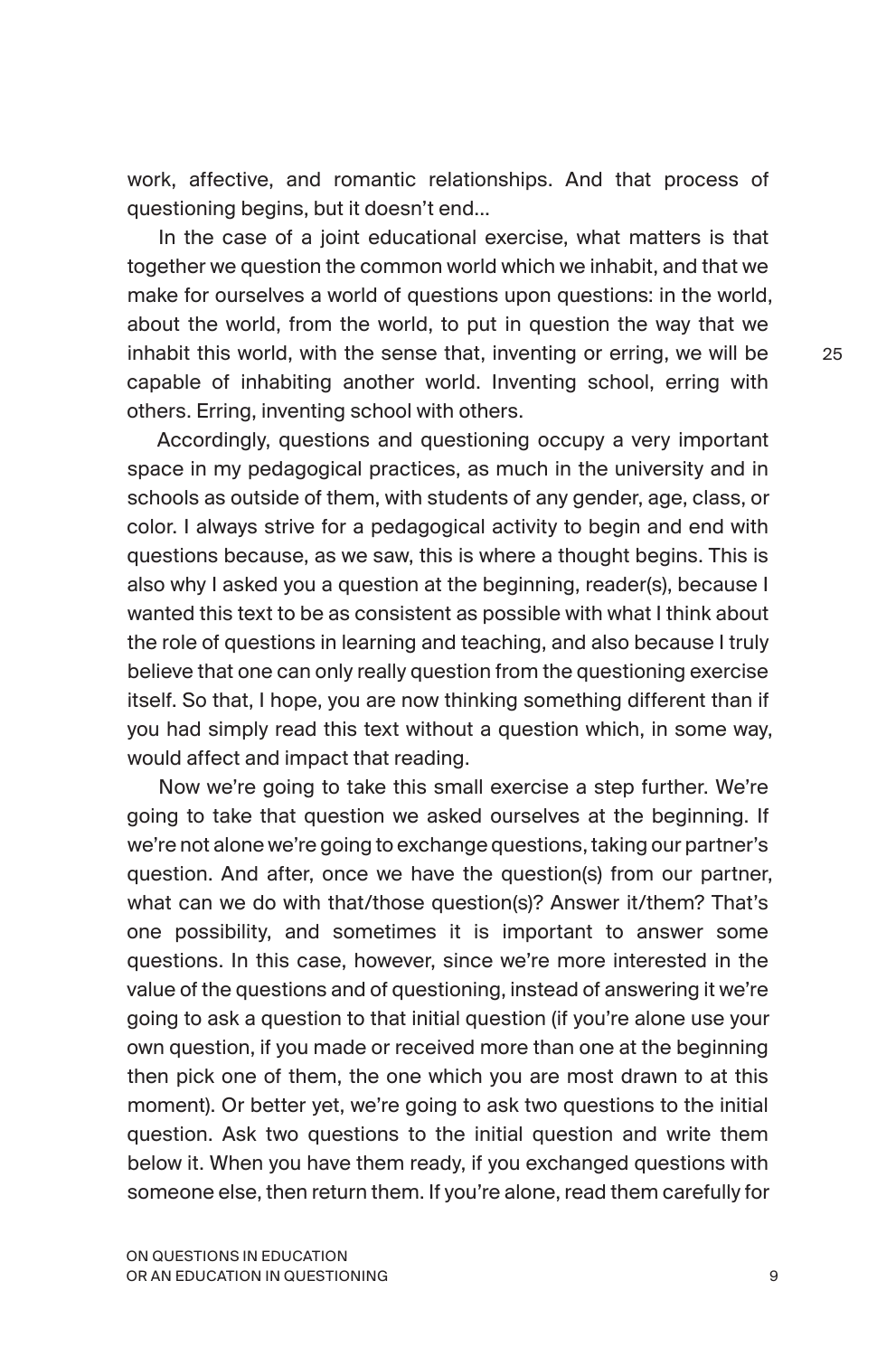work, affective, and romantic relationships. And that process of questioning begins, but it doesn't end...

In the case of a joint educational exercise, what matters is that together we question the common world which we inhabit, and that we make for ourselves a world of questions upon questions: in the world, about the world, from the world, to put in question the way that we inhabit this world, with the sense that, inventing or erring, we will be capable of inhabiting another world. Inventing school, erring with others. Erring, inventing school with others.

Accordingly, questions and questioning occupy a very important space in my pedagogical practices, as much in the university and in schools as outside of them, with students of any gender, age, class, or color. I always strive for a pedagogical activity to begin and end with questions because, as we saw, this is where a thought begins. This is also why I asked you a question at the beginning, reader(s), because I wanted this text to be as consistent as possible with what I think about the role of questions in learning and teaching, and also because I truly believe that one can only really question from the questioning exercise itself. So that, I hope, you are now thinking something different than if you had simply read this text without a question which, in some way, would affect and impact that reading.

Now we're going to take this small exercise a step further. We're going to take that question we asked ourselves at the beginning. If we're not alone we're going to exchange questions, taking our partner's question. And after, once we have the question(s) from our partner, what can we do with that/those question(s)? Answer it/them? That's one possibility, and sometimes it is important to answer some questions. In this case, however, since we're more interested in the value of the questions and of questioning, instead of answering it we're going to ask a question to that initial question (if you're alone use your own question, if you made or received more than one at the beginning then pick one of them, the one which you are most drawn to at this moment). Or better yet, we're going to ask two questions to the initial question. Ask two questions to the initial question and write them below it. When you have them ready, if you exchanged questions with someone else, then return them. If you're alone, read them carefully for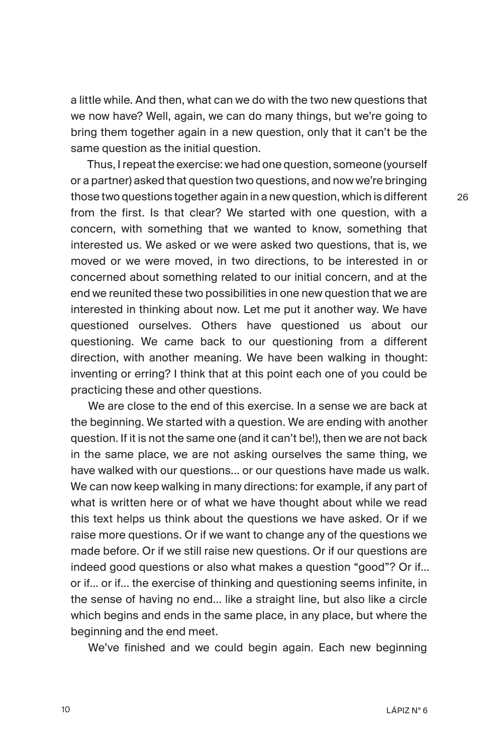a little while. And then, what can we do with the two new questions that we now have? Well, again, we can do many things, but we're going to bring them together again in a new question, only that it can't be the same question as the initial question.

Thus, I repeat the exercise: we had one question, someone (yourself or a partner) asked that question two questions, and now we're bringing those two questions together again in a new question, which is different from the first. Is that clear? We started with one question, with a concern, with something that we wanted to know, something that interested us. We asked or we were asked two questions, that is, we moved or we were moved, in two directions, to be interested in or concerned about something related to our initial concern, and at the end we reunited these two possibilities in one new question that we are interested in thinking about now. Let me put it another way. We have questioned ourselves. Others have questioned us about our questioning. We came back to our questioning from a different direction, with another meaning. We have been walking in thought: inventing or erring? I think that at this point each one of you could be practicing these and other questions.

We are close to the end of this exercise. In a sense we are back at the beginning. We started with a question. We are ending with another question. If it is not the same one (and it can't be!), then we are not back in the same place, we are not asking ourselves the same thing, we have walked with our questions... or our questions have made us walk. We can now keep walking in many directions: for example, if any part of what is written here or of what we have thought about while we read this text helps us think about the questions we have asked. Or if we raise more questions. Or if we want to change any of the questions we made before. Or if we still raise new questions. Or if our questions are indeed good questions or also what makes a question "good"? Or if... or if... or if... the exercise of thinking and questioning seems infinite, in the sense of having no end... like a straight line, but also like a circle which begins and ends in the same place, in any place, but where the beginning and the end meet.

We've finished and we could begin again. Each new beginning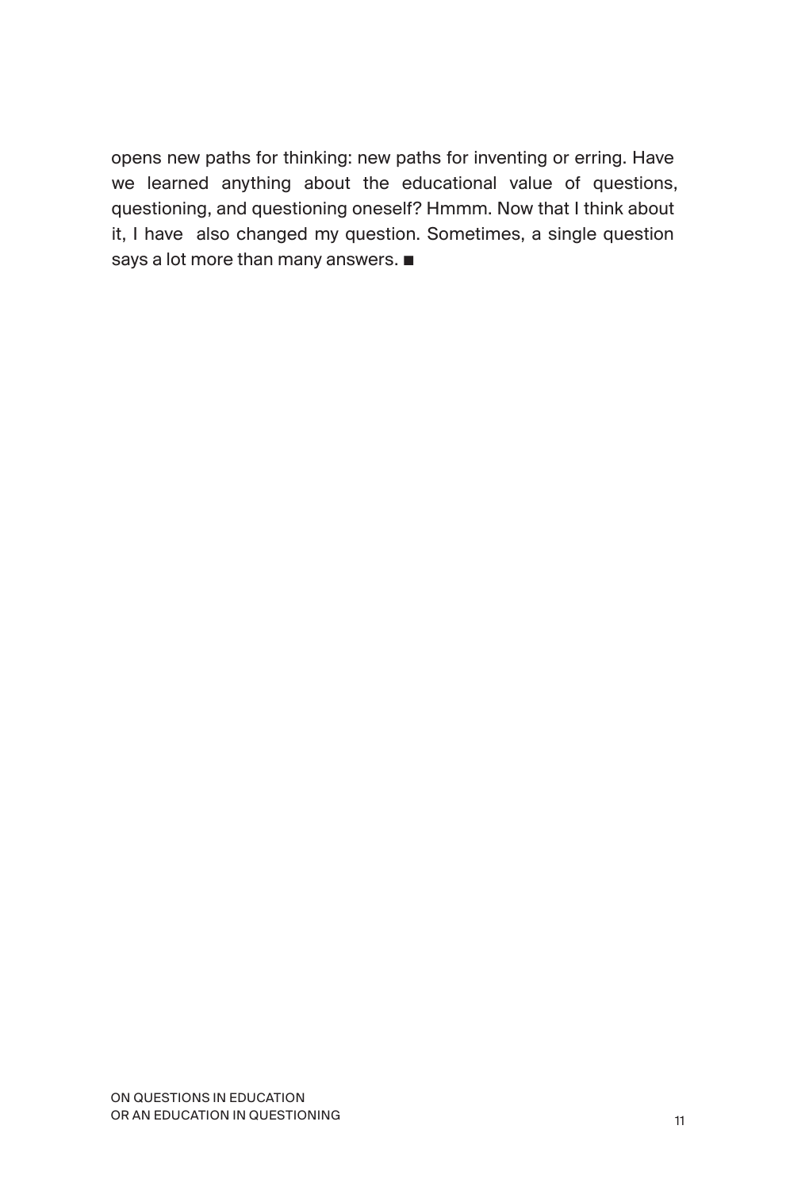opens new paths for thinking: new paths for inventing or erring. Have we learned anything about the educational value of questions, questioning, and questioning oneself? Hmmm. Now that I think about it, I have also changed my question. Sometimes, a single question says a lot more than many answers. ■